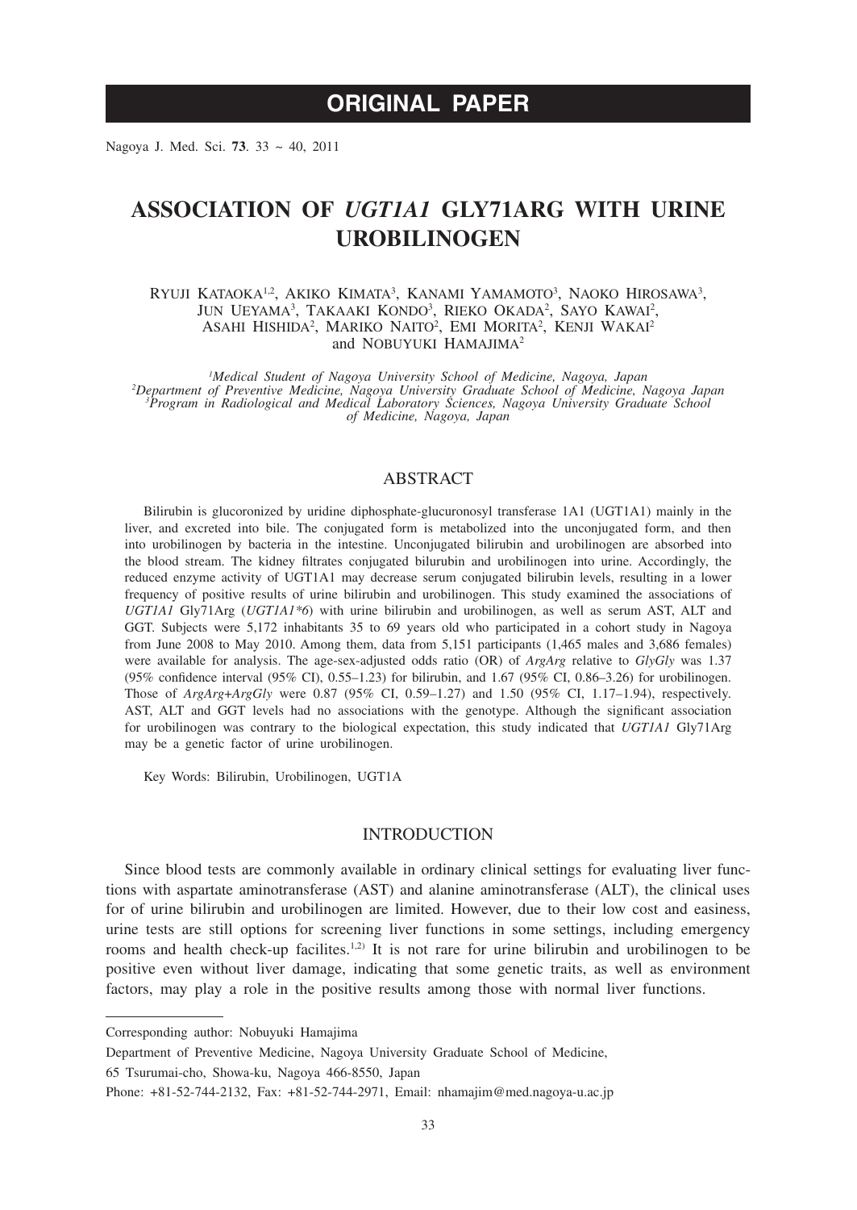ORIGINAL PAPER

# ASSOCIATION OF *UGT1A1* GLY71ARG WITH URINE UROBILINOGEN

RYUJI KATAOKA[1,2], AKIKO KIMATA[3], KANAMI YAMAMOTO[3], NAOKO HIROSAWA[3], JUN UEYAMA[3], TAKAAKI KONDO[3], RIEKO OKADA[2], SAYO KAWAI[2], ASAHI HISHIDA[2], MARIKO NAITO[2], EMI MORITA[2], KENJI WAKAI[2] and NOBUYUKI HAMAJIMA[2]

*[1]Medical Student of Nagoya University School of Medicine, Nagoya, Japan*
*[2]Department of Preventive Medicine, Nagoya University Graduate School of Medicine, Nagoya Japan*
*[3]Program in Radiological and Medical Laboratory Sciences, Nagoya University Graduate School of Medicine, Nagoya, Japan*

## ABSTRACT

Bilirubin is glucoronized by uridine diphosphate-glucuronosyl transferase 1A1 (UGT1A1) mainly in the liver, and excreted into bile. The conjugated form is metabolized into the unconjugated form, and then into urobilinogen by bacteria in the intestine. Unconjugated bilirubin and urobilinogen are absorbed into the blood stream. The kidney filtrates conjugated bilurubin and urobilinogen into urine. Accordingly, the reduced enzyme activity of UGT1A1 may decrease serum conjugated bilirubin levels, resulting in a lower frequency of positive results of urine bilirubin and urobilinogen. This study examined the associations of *UGT1A1* Gly71Arg (*UGT1A1*6*) with urine bilirubin and urobilinogen, as well as serum AST, ALT and GGT. Subjects were 5,172 inhabitants 35 to 69 years old who participated in a cohort study in Nagoya from June 2008 to May 2010. Among them, data from 5,151 participants (1,465 males and 3,686 females) were available for analysis. The age-sex-adjusted odds ratio (OR) of *ArgArg* relative to *GlyGly* was 1.37 (95% confidence interval (95% CI), 0.55–1.23) for bilirubin, and 1.67 (95% CI, 0.86–3.26) for urobilinogen. Those of *ArgArg+ArgGly* were 0.87 (95% CI, 0.59–1.27) and 1.50 (95% CI, 1.17–1.94), respectively. AST, ALT and GGT levels had no associations with the genotype. Although the significant association for urobilinogen was contrary to the biological expectation, this study indicated that *UGT1A1* Gly71Arg may be a genetic factor of urine urobilinogen.

Key Words: Bilirubin, Urobilinogen, UGT1A

## INTRODUCTION

Since blood tests are commonly available in ordinary clinical settings for evaluating liver functions with aspartate aminotransferase (AST) and alanine aminotransferase (ALT), the clinical uses for of urine bilirubin and urobilinogen are limited. However, due to their low cost and easiness, urine tests are still options for screening liver functions in some settings, including emergency rooms and health check-up facilites.[1,2] It is not rare for urine bilirubin and urobilinogen to be positive even without liver damage, indicating that some genetic traits, as well as environment factors, may play a role in the positive results among those with normal liver functions.

Corresponding author: Nobuyuki Hamajima

Department of Preventive Medicine, Nagoya University Graduate School of Medicine,

65 Tsurumai-cho, Showa-ku, Nagoya 466-8550, Japan

Phone: +81-52-744-2132, Fax: +81-52-744-2971, Email: nhamajim@med.nagoya-u.ac.jp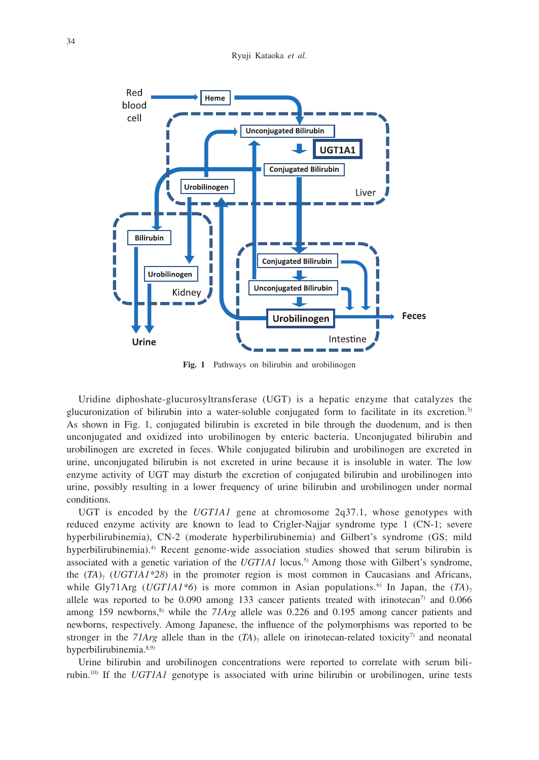**Fig. 1** Pathways on bilirubin and urobilinogen

Uridine diphoshate-glucurosyltransferase (UGT) is a hepatic enzyme that catalyzes the glucuronization of bilirubin into a water-soluble conjugated form to facilitate in its excretion.[3] As shown in Fig. 1, conjugated bilirubin is excreted in bile through the duodenum, and is then unconjugated and oxidized into urobilinogen by enteric bacteria. Unconjugated bilirubin and urobilinogen are excreted in feces. While conjugated bilirubin and urobilinogen are excreted in urine, unconjugated bilirubin is not excreted in urine because it is insoluble in water. The low enzyme activity of UGT may disturb the excretion of conjugated bilirubin and urobilinogen into urine, possibly resulting in a lower frequency of urine bilirubin and urobilinogen under normal conditions.

UGT is encoded by the *UGT1A1* gene at chromosome 2q37.1, whose genotypes with reduced enzyme activity are known to lead to Crigler-Najjar syndrome type 1 (CN-1; severe hyperbilirubinemia), CN-2 (moderate hyperbilirubinemia) and Gilbert's syndrome (GS; mild hyperbilirubinemia).[4] Recent genome-wide association studies showed that serum bilirubin is associated with a genetic variation of the *UGT1A1* locus.[5] Among those with Gilbert's syndrome, the $(TA)_7$ (*UGT1A1\*28*) in the promoter region is most common in Caucasians and Africans, while Gly71Arg (*UGT1A1\*6*) is more common in Asian populations.[6] In Japan, the $(TA)_7$ allele was reported to be 0.090 among 133 cancer patients treated with irinotecan[7] and 0.066 among 159 newborns,[8] while the *71Arg* allele was 0.226 and 0.195 among cancer patients and newborns, respectively. Among Japanese, the influence of the polymorphisms was reported to be stronger in the *71Arg* allele than in the $(TA)_7$ allele on irinotecan-related toxicity[7] and neonatal hyperbilirubinemia.[8,9]

Urine bilirubin and urobilinogen concentrations were reported to correlate with serum bilirubin.[10] If the *UGT1A1* genotype is associated with urine bilirubin or urobilinogen, urine tests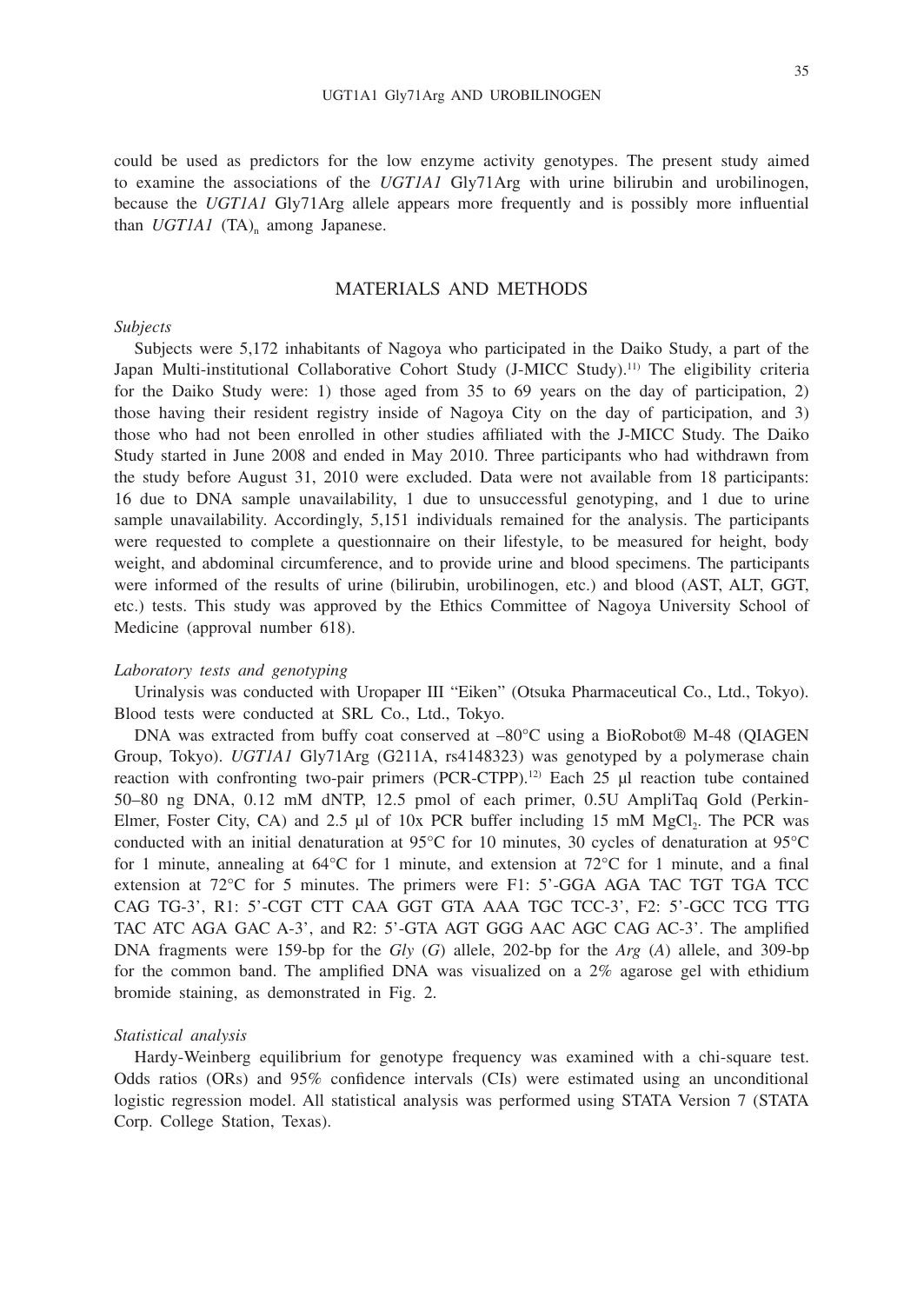could be used as predictors for the low enzyme activity genotypes. The present study aimed to examine the associations of the *UGT1A1* Gly71Arg with urine bilirubin and urobilinogen, because the *UGT1A1* Gly71Arg allele appears more frequently and is possibly more influential than *UGT1A1* $(TA)_n$ among Japanese.

## MATERIALS AND METHODS

### *Subjects*

Subjects were 5,172 inhabitants of Nagoya who participated in the Daiko Study, a part of the Japan Multi-institutional Collaborative Cohort Study (J-MICC Study).[11] The eligibility criteria for the Daiko Study were: 1) those aged from 35 to 69 years on the day of participation, 2) those having their resident registry inside of Nagoya City on the day of participation, and 3) those who had not been enrolled in other studies affiliated with the J-MICC Study. The Daiko Study started in June 2008 and ended in May 2010. Three participants who had withdrawn from the study before August 31, 2010 were excluded. Data were not available from 18 participants: 16 due to DNA sample unavailability, 1 due to unsuccessful genotyping, and 1 due to urine sample unavailability. Accordingly, 5,151 individuals remained for the analysis. The participants were requested to complete a questionnaire on their lifestyle, to be measured for height, body weight, and abdominal circumference, and to provide urine and blood specimens. The participants were informed of the results of urine (bilirubin, urobilinogen, etc.) and blood (AST, ALT, GGT, etc.) tests. This study was approved by the Ethics Committee of Nagoya University School of Medicine (approval number 618).

### *Laboratory tests and genotyping*

Urinalysis was conducted with Uropaper III "Eiken" (Otsuka Pharmaceutical Co., Ltd., Tokyo). Blood tests were conducted at SRL Co., Ltd., Tokyo.

DNA was extracted from buffy coat conserved at –80°C using a BioRobot® M-48 (QIAGEN Group, Tokyo). *UGT1A1* Gly71Arg (G211A, rs4148323) was genotyped by a polymerase chain reaction with confronting two-pair primers (PCR-CTPP).[12] Each 25 μl reaction tube contained 50–80 ng DNA, 0.12 mM dNTP, 12.5 pmol of each primer, 0.5U AmpliTaq Gold (Perkin-Elmer, Foster City, CA) and 2.5 μl of 10x PCR buffer including 15 mM $MgCl_2$. The PCR was conducted with an initial denaturation at 95°C for 10 minutes, 30 cycles of denaturation at 95°C for 1 minute, annealing at 64°C for 1 minute, and extension at 72°C for 1 minute, and a final extension at 72°C for 5 minutes. The primers were F1: 5'-GGA AGA TAC TGT TGA TCC CAG TG-3', R1: 5'-CGT CTT CAA GGT GTA AAA TGC TCC-3', F2: 5'-GCC TCG TTG TAC ATC AGA GAC A-3', and R2: 5'-GTA AGT GGG AAC AGC CAG AC-3'. The amplified DNA fragments were 159-bp for the *Gly* (*G*) allele, 202-bp for the *Arg* (*A*) allele, and 309-bp for the common band. The amplified DNA was visualized on a 2% agarose gel with ethidium bromide staining, as demonstrated in Fig. 2.

### *Statistical analysis*

Hardy-Weinberg equilibrium for genotype frequency was examined with a chi-square test. Odds ratios (ORs) and 95% confidence intervals (CIs) were estimated using an unconditional logistic regression model. All statistical analysis was performed using STATA Version 7 (STATA Corp. College Station, Texas).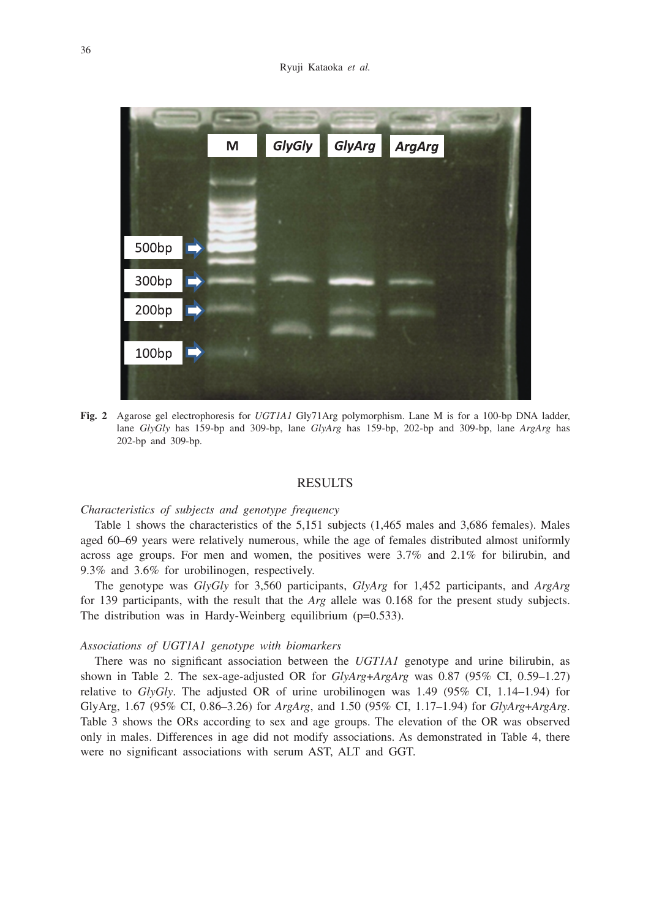**Fig. 2** Agarose gel electrophoresis for *UGT1A1* Gly71Arg polymorphism. Lane M is for a 100-bp DNA ladder, lane *GlyGly* has 159-bp and 309-bp, lane *GlyArg* has 159-bp, 202-bp and 309-bp, lane *ArgArg* has 202-bp and 309-bp.

## RESULTS

*Characteristics of subjects and genotype frequency*

Table 1 shows the characteristics of the 5,151 subjects (1,465 males and 3,686 females). Males aged 60–69 years were relatively numerous, while the age of females distributed almost uniformly across age groups. For men and women, the positives were 3.7% and 2.1% for bilirubin, and 9.3% and 3.6% for urobilinogen, respectively.

The genotype was *GlyGly* for 3,560 participants, *GlyArg* for 1,452 participants, and *ArgArg* for 139 participants, with the result that the *Arg* allele was 0.168 for the present study subjects. The distribution was in Hardy-Weinberg equilibrium (p=0.533).

*Associations of UGT1A1 genotype with biomarkers*

There was no significant association between the *UGT1A1* genotype and urine bilirubin, as shown in Table 2. The sex-age-adjusted OR for *GlyArg+ArgArg* was 0.87 (95% CI, 0.59–1.27) relative to *GlyGly*. The adjusted OR of urine urobilinogen was 1.49 (95% CI, 1.14–1.94) for GlyArg, 1.67 (95% CI, 0.86–3.26) for *ArgArg*, and 1.50 (95% CI, 1.17–1.94) for *GlyArg+ArgArg*. Table 3 shows the ORs according to sex and age groups. The elevation of the OR was observed only in males. Differences in age did not modify associations. As demonstrated in Table 4, there were no significant associations with serum AST, ALT and GGT.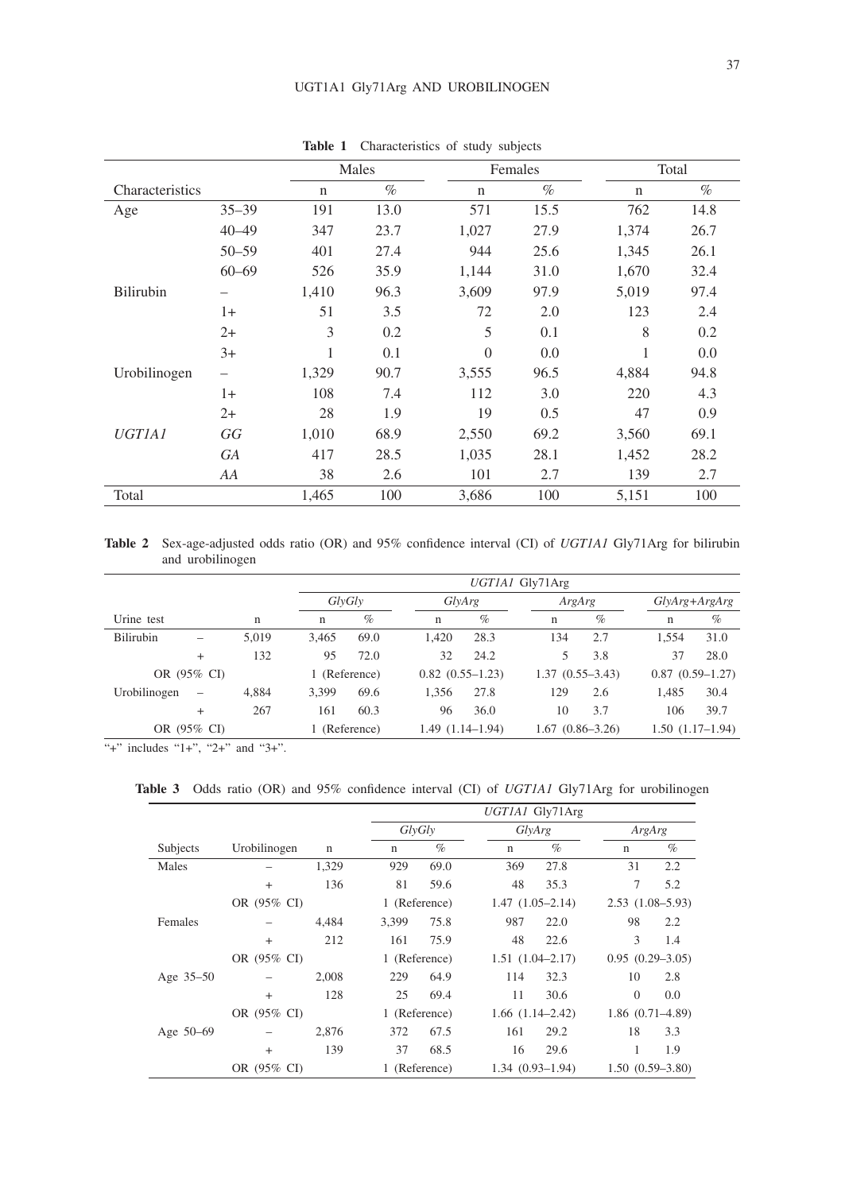**Table 1** Characteristics of study subjects

| Characteristics | | Males | | Females | | Total | |
|---|---|---|---|---|---|---|---|
| | | n | % | n | % | n | % |
| Age | 35–39 | 191 | 13.0 | 571 | 15.5 | 762 | 14.8 |
| | 40–49 | 347 | 23.7 | 1,027 | 27.9 | 1,374 | 26.7 |
| | 50–59 | 401 | 27.4 | 944 | 25.6 | 1,345 | 26.1 |
| | 60–69 | 526 | 35.9 | 1,144 | 31.0 | 1,670 | 32.4 |
| Bilirubin | – | 1,410 | 96.3 | 3,609 | 97.9 | 5,019 | 97.4 |
| | 1+ | 51 | 3.5 | 72 | 2.0 | 123 | 2.4 |
| | 2+ | 3 | 0.2 | 5 | 0.1 | 8 | 0.2 |
| | 3+ | 1 | 0.1 | 0 | 0.0 | 1 | 0.0 |
| Urobilinogen | – | 1,329 | 90.7 | 3,555 | 96.5 | 4,884 | 94.8 |
| | 1+ | 108 | 7.4 | 112 | 3.0 | 220 | 4.3 |
| | 2+ | 28 | 1.9 | 19 | 0.5 | 47 | 0.9 |
| *UGT1A1* | *GG* | 1,010 | 68.9 | 2,550 | 69.2 | 3,560 | 69.1 |
| | *GA* | 417 | 28.5 | 1,035 | 28.1 | 1,452 | 28.2 |
| | *AA* | 38 | 2.6 | 101 | 2.7 | 139 | 2.7 |
| Total | | 1,465 | 100 | 3,686 | 100 | 5,151 | 100 |

**Table 2** Sex-age-adjusted odds ratio (OR) and 95% confidence interval (CI) of *UGT1A1* Gly71Arg for bilirubin and urobilinogen

| Urine test | | n | *UGT1A1* Gly71Arg | | | | | | | |
|---|---|---|---|---|---|---|---|---|---|---|
| | | | *GlyGly* | | *GlyArg* | | *ArgArg* | | *GlyArg+ArgArg* | |
| | | | n | % | n | % | n | % | n | % |
| Bilirubin | – | 5,019 | 3,465 | 69.0 | 1,420 | 28.3 | 134 | 2.7 | 1,554 | 31.0 |
| | + | 132 | 95 | 72.0 | 32 | 24.2 | 5 | 3.8 | 37 | 28.0 |
| OR (95% CI) | | | 1 (Reference) | | 0.82 (0.55–1.23) | | 1.37 (0.55–3.43) | | 0.87 (0.59–1.27) | |
| Urobilinogen | – | 4,884 | 3,399 | 69.6 | 1,356 | 27.8 | 129 | 2.6 | 1,485 | 30.4 |
| | + | 267 | 161 | 60.3 | 96 | 36.0 | 10 | 3.7 | 106 | 39.7 |
| OR (95% CI) | | | 1 (Reference) | | 1.49 (1.14–1.94) | | 1.67 (0.86–3.26) | | 1.50 (1.17–1.94) | |

"+" includes "1+", "2+" and "3+".

**Table 3** Odds ratio (OR) and 95% confidence interval (CI) of *UGT1A1* Gly71Arg for urobilinogen

| Subjects | Urobilinogen | n | *UGT1A1* Gly71Arg | | | | | |
|---|---|---|---|---|---|---|---|---|
| | | | *GlyGly* | | *GlyArg* | | *ArgArg* | |
| | | | n | % | n | % | n | % |
| Males | – | 1,329 | 929 | 69.0 | 369 | 27.8 | 31 | 2.2 |
| | + | 136 | 81 | 59.6 | 48 | 35.3 | 7 | 5.2 |
| | OR (95% CI) | | 1 (Reference) | | 1.47 (1.05–2.14) | | 2.53 (1.08–5.93) | |
| Females | – | 4,484 | 3,399 | 75.8 | 987 | 22.0 | 98 | 2.2 |
| | + | 212 | 161 | 75.9 | 48 | 22.6 | 3 | 1.4 |
| | OR (95% CI) | | 1 (Reference) | | 1.51 (1.04–2.17) | | 0.95 (0.29–3.05) | |
| Age 35–50 | – | 2,008 | 229 | 64.9 | 114 | 32.3 | 10 | 2.8 |
| | + | 128 | 25 | 69.4 | 11 | 30.6 | 0 | 0.0 |
| | OR (95% CI) | | 1 (Reference) | | 1.66 (1.14–2.42) | | 1.86 (0.71–4.89) | |
| Age 50–69 | – | 2,876 | 372 | 67.5 | 161 | 29.2 | 18 | 3.3 |
| | + | 139 | 37 | 68.5 | 16 | 29.6 | 1 | 1.9 |
| | OR (95% CI) | | 1 (Reference) | | 1.34 (0.93–1.94) | | 1.50 (0.59–3.80) | |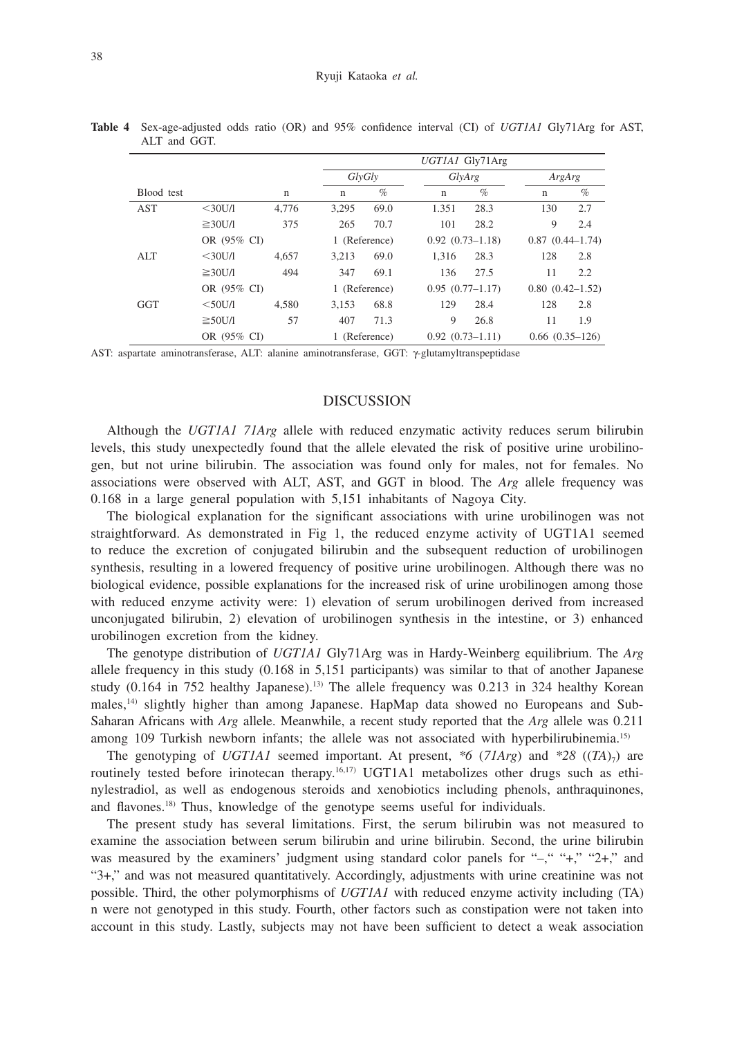**Table 4** Sex-age-adjusted odds ratio (OR) and 95% confidence interval (CI) of *UGT1A1* Gly71Arg for AST, ALT and GGT.

| | | | *UGT1A1* Gly71Arg | | | | | |
|---|---|---|---|---|---|---|---|---|
| | | | *GlyGly* | | *GlyArg* | | *ArgArg* | |
| Blood test | | n | n | % | n | % | n | % |
| AST | <30U/l | 4,776 | 3,295 | 69.0 | 1.351 | 28.3 | 130 | 2.7 |
| | ≧30U/l | 375 | 265 | 70.7 | 101 | 28.2 | 9 | 2.4 |
| | OR (95% CI) | | 1 (Reference) | | 0.92 (0.73–1.18) | | 0.87 (0.44–1.74) | |
| ALT | <30U/l | 4,657 | 3,213 | 69.0 | 1,316 | 28.3 | 128 | 2.8 |
| | ≧30U/l | 494 | 347 | 69.1 | 136 | 27.5 | 11 | 2.2 |
| | OR (95% CI) | | 1 (Reference) | | 0.95 (0.77–1.17) | | 0.80 (0.42–1.52) | |
| GGT | <50U/l | 4,580 | 3,153 | 68.8 | 129 | 28.4 | 128 | 2.8 |
| | ≧50U/l | 57 | 407 | 71.3 | 9 | 26.8 | 11 | 1.9 |
| | OR (95% CI) | | 1 (Reference) | | 0.92 (0.73–1.11) | | 0.66 (0.35–126) | |

AST: aspartate aminotransferase, ALT: alanine aminotransferase, GGT: γ-glutamyltranspeptidase

## DISCUSSION

Although the *UGT1A1 71Arg* allele with reduced enzymatic activity reduces serum bilirubin levels, this study unexpectedly found that the allele elevated the risk of positive urine urobilinogen, but not urine bilirubin. The association was found only for males, not for females. No associations were observed with ALT, AST, and GGT in blood. The *Arg* allele frequency was 0.168 in a large general population with 5,151 inhabitants of Nagoya City.

The biological explanation for the significant associations with urine urobilinogen was not straightforward. As demonstrated in Fig 1, the reduced enzyme activity of UGT1A1 seemed to reduce the excretion of conjugated bilirubin and the subsequent reduction of urobilinogen synthesis, resulting in a lowered frequency of positive urine urobilinogen. Although there was no biological evidence, possible explanations for the increased risk of urine urobilinogen among those with reduced enzyme activity were: 1) elevation of serum urobilinogen derived from increased unconjugated bilirubin, 2) elevation of urobilinogen synthesis in the intestine, or 3) enhanced urobilinogen excretion from the kidney.

The genotype distribution of *UGT1A1* Gly71Arg was in Hardy-Weinberg equilibrium. The *Arg* allele frequency in this study (0.168 in 5,151 participants) was similar to that of another Japanese study (0.164 in 752 healthy Japanese).[13] The allele frequency was 0.213 in 324 healthy Korean males,[14] slightly higher than among Japanese. HapMap data showed no Europeans and Sub-Saharan Africans with *Arg* allele. Meanwhile, a recent study reported that the *Arg* allele was 0.211 among 109 Turkish newborn infants; the allele was not associated with hyperbilirubinemia.[15]

The genotyping of *UGT1A1* seemed important. At present, *\*6* (*71Arg*) and *\*28* ($(TA)_7$) are routinely tested before irinotecan therapy.[16,17] UGT1A1 metabolizes other drugs such as ethinylestradiol, as well as endogenous steroids and xenobiotics including phenols, anthraquinones, and flavones.[18] Thus, knowledge of the genotype seems useful for individuals.

The present study has several limitations. First, the serum bilirubin was not measured to examine the association between serum bilirubin and urine bilirubin. Second, the urine bilirubin was measured by the examiners' judgment using standard color panels for "–," "+," "2+," and "3+," and was not measured quantitatively. Accordingly, adjustments with urine creatinine was not possible. Third, the other polymorphisms of *UGT1A1* with reduced enzyme activity including (TA) n were not genotyped in this study. Fourth, other factors such as constipation were not taken into account in this study. Lastly, subjects may not have been sufficient to detect a weak association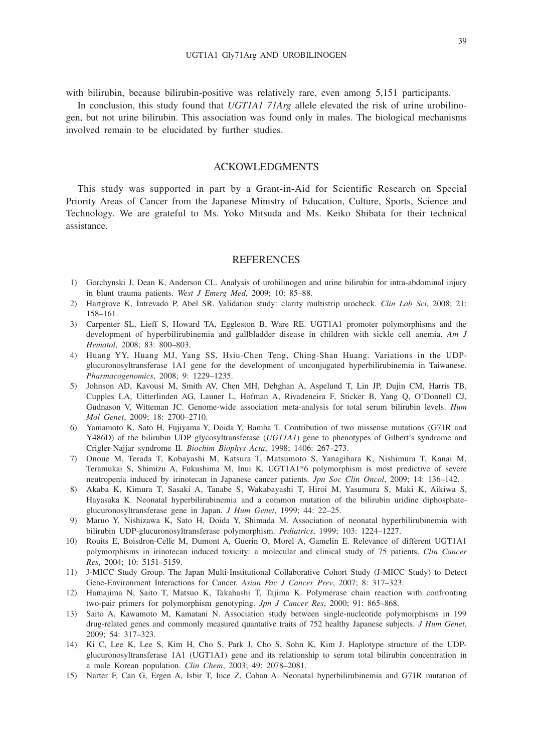with bilirubin, because bilirubin-positive was relatively rare, even among 5,151 participants.

In conclusion, this study found that *UGT1A1 71Arg* allele elevated the risk of urine urobilinogen, but not urine bilirubin. This association was found only in males. The biological mechanisms involved remain to be elucidated by further studies.

## ACKOWLEDGMENTS

This study was supported in part by a Grant-in-Aid for Scientific Research on Special Priority Areas of Cancer from the Japanese Ministry of Education, Culture, Sports, Science and Technology. We are grateful to Ms. Yoko Mitsuda and Ms. Keiko Shibata for their technical assistance.

## REFERENCES

1) Gorchynski J, Dean K, Anderson CL. Analysis of urobilinogen and urine bilirubin for intra-abdominal injury in blunt trauma patients. *West J Emerg Med*, 2009; 10: 85–88.
2) Hartgrove K, Intrevado P, Abel SR. Validation study: clarity multistrip urocheck. *Clin Lab Sci*, 2008; 21: 158–161.
3) Carpenter SL, Lieff S, Howard TA, Eggleston B, Ware RE. UGT1A1 promoter polymorphisms and the development of hyperbilirubinemia and gallbladder disease in children with sickle cell anemia. *Am J Hematol*, 2008; 83: 800–803.
4) Huang YY, Huang MJ, Yang SS, Hsiu-Chen Teng, Ching-Shan Huang. Variations in the UDP-glucuronosyltransferase 1A1 gene for the development of unconjugated hyperbilirubinemia in Taiwanese. *Pharmacogenomics*, 2008; 9: 1229–1235.
5) Johnson AD, Kavousi M, Smith AV, Chen MH, Dehghan A, Aspelund T, Lin JP, Dujin CM, Harris TB, Cupples LA, Uitterlinden AG, Launer L, Hofman A, Rivadeneira F, Sticker B, Yang Q, O'Donnell CJ, Gudnason V, Witteman JC. Genome-wide association meta-analysis for total serum bilirubin levels. *Hum Mol Genet*, 2009; 18: 2700–2710.
6) Yamamoto K, Sato H, Fujiyama Y, Doida Y, Bamba T. Contribution of two missense mutations (G71R and Y486D) of the bilirubin UDP glycosyltransferase (*UGT1A1*) gene to phenotypes of Gilbert's syndrome and Crigler-Najjar syndrome II. *Biochim Biophys Acta*, 1998; 1406: 267–273.
7) Onoue M, Terada T, Kobayashi M, Katsura T, Matsumoto S, Yanagihara K, Nishimura T, Kanai M, Teramukai S, Shimizu A, Fukushima M, Inui K. UGT1A1*6 polymorphism is most predictive of severe neutropenia induced by irinotecan in Japanese cancer patients. *Jpn Soc Clin Oncol*, 2009; 14: 136–142.
8) Akaba K, Kimura T, Sasaki A, Tanabe S, Wakabayashi T, Hiroi M, Yasumura S, Maki K, Aikiwa S, Hayasaka K. Neonatal hyperbilirubinemia and a common mutation of the bilirubin uridine diphosphate-glucuronosyltransferase gene in Japan. *J Hum Genet*, 1999; 44: 22–25.
9) Maruo Y, Nishizawa K, Sato H, Doida Y, Shimada M. Association of neonatal hyperbilirubinemia with bilirubin UDP-glucuronosyltransferase polymorphism. *Pediatrics*, 1999; 103: 1224–1227.
10) Rouits E, Boisdron-Celle M, Dumont A, Guerin O, Morel A, Gamelin E. Relevance of different UGT1A1 polymorphisms in irinotecan induced toxicity: a molecular and clinical study of 75 patients. *Clin Cancer Res*, 2004; 10: 5151–5159.
11) J-MICC Study Group. The Japan Multi-Institutional Collaborative Cohort Study (J-MICC Study) to Detect Gene-Environment Interactions for Cancer. *Asian Pac J Cancer Prev*, 2007; 8: 317–323.
12) Hamajima N, Saito T, Matsuo K, Takahashi T, Tajima K. Polymerase chain reaction with confronting two-pair primers for polymorphism genotyping. *Jpn J Cancer Res*, 2000; 91: 865–868.
13) Saito A, Kawamoto M, Kamatani N. Association study between single-nucleotide polymorphisms in 199 drug-related genes and commonly measured quantative traits of 752 healthy Japanese subjects. *J Hum Genet*, 2009; 54: 317–323.
14) Ki C, Lee K, Lee S, Kim H, Cho S, Park J, Cho S, Sohn K, Kim J. Haplotype structure of the UDP-glucuronosyltransferase 1A1 (UGT1A1) gene and its relationship to serum total bilirubin concentration in a male Korean population. *Clin Chem*, 2003; 49: 2078–2081.
15) Narter F, Can G, Ergen A, Isbir T, Ince Z, Coban A. Neonatal hyperbilirubinemia and G71R mutation of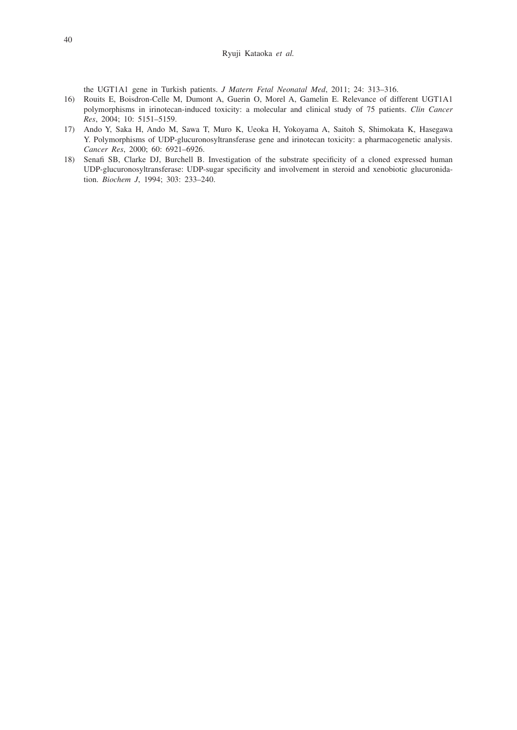the UGT1A1 gene in Turkish patients. *J Matern Fetal Neonatal Med*, 2011; 24: 313–316.

16) Rouits E, Boisdron-Celle M, Dumont A, Guerin O, Morel A, Gamelin E. Relevance of different UGT1A1 polymorphisms in irinotecan-induced toxicity: a molecular and clinical study of 75 patients. *Clin Cancer Res*, 2004; 10: 5151–5159.

17) Ando Y, Saka H, Ando M, Sawa T, Muro K, Ueoka H, Yokoyama A, Saitoh S, Shimokata K, Hasegawa Y. Polymorphisms of UDP-glucuronosyltransferase gene and irinotecan toxicity: a pharmacogenetic analysis. *Cancer Res*, 2000; 60: 6921–6926.

18) Senafi SB, Clarke DJ, Burchell B. Investigation of the substrate specificity of a cloned expressed human UDP-glucuronosyltransferase: UDP-sugar specificity and involvement in steroid and xenobiotic glucuronidation. *Biochem J*, 1994; 303: 233–240.